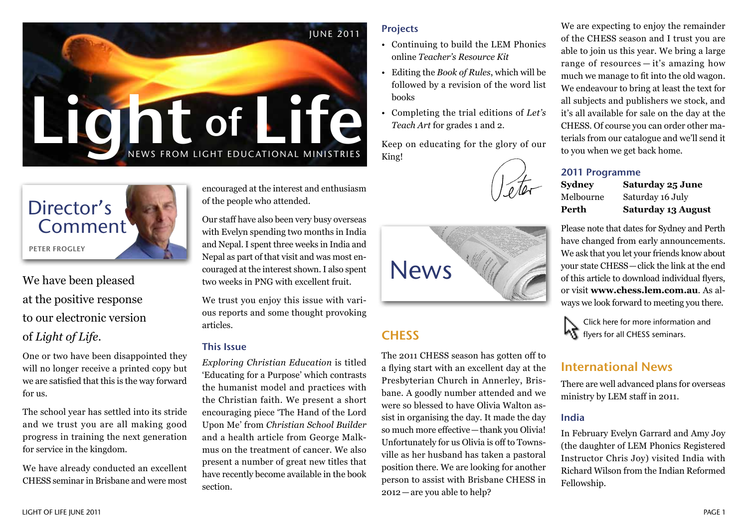JUNE 2011

# Light of Life

NEWS FROM LIGHT EDUCATIONAL MINISTRIES

## Director's Comment

PETER FROGLEY

We have been pleased at the positive response to our electronic version of *Light of Life*.

One or two have been disappointed they will no longer receive a printed copy but we are satisfied that this is the way forward for us.

The school year has settled into its stride and we trust you are all making good progress in training the next generation for service in the kingdom.

We have already conducted an excellent CHESS seminar in Brisbane and were most encouraged at the interest and enthusiasm of the people who attended.

Our staff have also been very busy overseas with Evelyn spending two months in India and Nepal. I spent three weeks in India and Nepal as part of that visit and was most encouraged at the interest shown. I also spent two weeks in PNG with excellent fruit.

We trust you enjoy this issue with various reports and some thought provoking articles.

### This Issue

*Exploring Christian Education* is titled 'Educating for a Purpose' which contrasts the humanist model and practices with the Christian faith. We present a short encouraging piece 'The Hand of the Lord Upon Me' from *Christian School Builder* and a health article from George Malkmus on the treatment of cancer. We also present a number of great new titles that have recently become available in the book section.

### Projects

- Continuing to build the LEM Phonics online *Teacher's Resource Kit*
- Editing the *Book of Rules*, which will be followed by a revision of the word list books
- Completing the trial editions of *Let's Teach Art* for grades 1 and 2.

Keep on educating for the glory of our King!

Peter

## News

### CHESS

The 2011 CHESS season has gotten off to a flying start with an excellent day at the Presbyterian Church in Annerley, Brisbane. A goodly number attended and we were so blessed to have Olivia Walton assist in organising the day. It made the day so much more effective—thank you Olivia! Unfortunately for us Olivia is off to Townsville as her husband has taken a pastoral position there. We are looking for another person to assist with Brisbane CHESS in 2012—are you able to help?

We are expecting to enjoy the remainder of the CHESS season and I trust you are able to join us this year. We bring a large range of resources—it's amazing how much we manage to fit into the old wagon. We endeavour to bring at least the text for all subjects and publishers we stock, and it's all available for sale on the day at the CHESS. Of course you can order other materials from our catalogue and we'll send it to you when we get back home.

### 2011 Programme

| | |
|---|---|
| **Sydney** | **Saturday 25 June** |
| Melbourne | Saturday 16 July |
| **Perth** | **Saturday 13 August** |

Please note that dates for Sydney and Perth have changed from early announcements. We ask that you let your friends know about your state CHESS—click the link at the end of this article to download individual flyers, or visit **www.chess.lem.com.au**. As always we look forward to meeting you there.

Click here for more information and flyers for all CHESS seminars.

## International News

There are well advanced plans for overseas ministry by LEM staff in 2011.

### India

In February Evelyn Garrard and Amy Joy (the daughter of LEM Phonics Registered Instructor Chris Joy) visited India with Richard Wilson from the Indian Reformed Fellowship.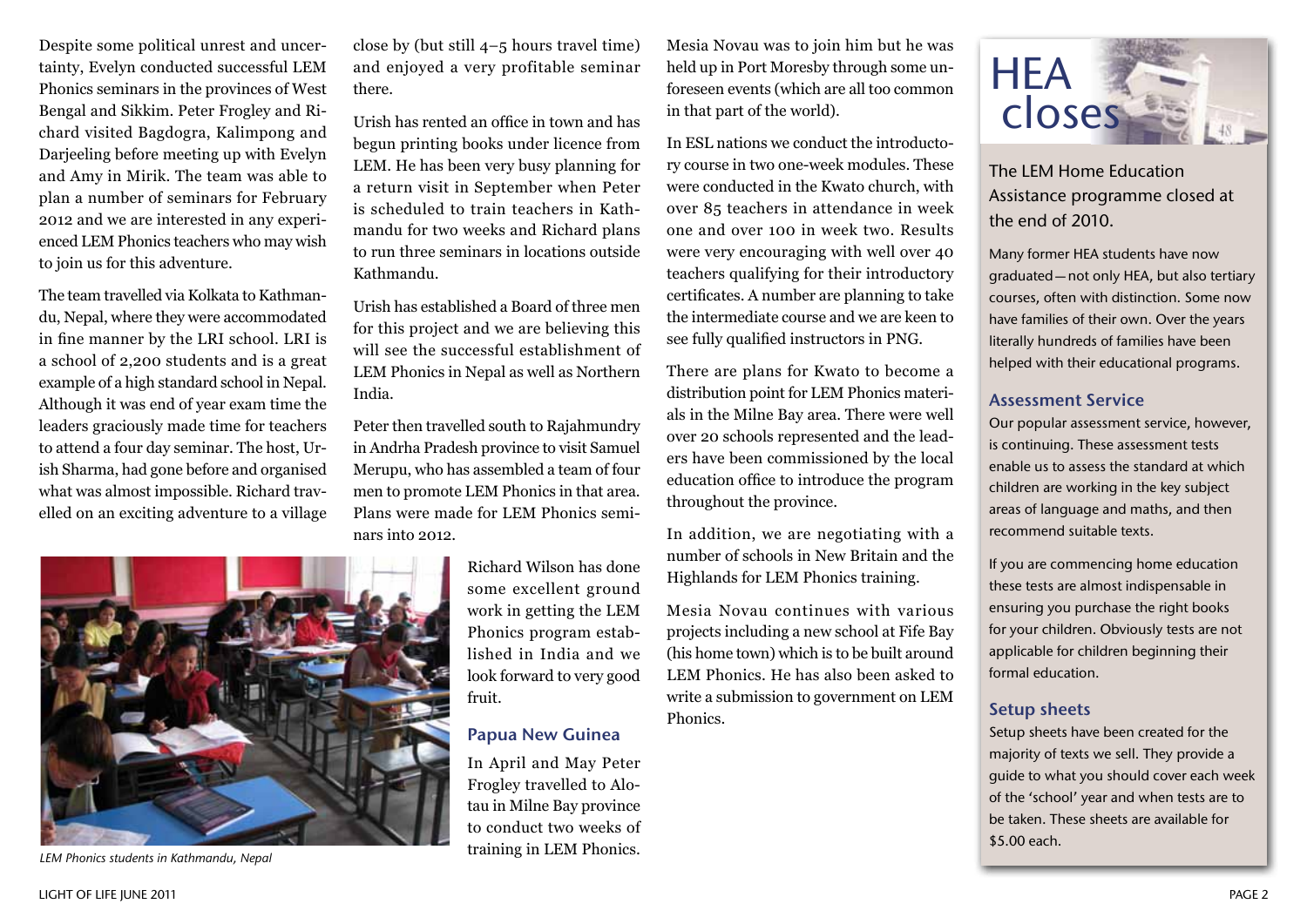Despite some political unrest and uncertainty, Evelyn conducted successful LEM Phonics seminars in the provinces of West Bengal and Sikkim. Peter Frogley and Richard visited Bagdogra, Kalimpong and Darjeeling before meeting up with Evelyn and Amy in Mirik. The team was able to plan a number of seminars for February 2012 and we are interested in any experienced LEM Phonics teachers who may wish to join us for this adventure.

The team travelled via Kolkata to Kathmandu, Nepal, where they were accommodated in fine manner by the LRI school. LRI is a school of 2,200 students and is a great example of a high standard school in Nepal. Although it was end of year exam time the leaders graciously made time for teachers to attend a four day seminar. The host, Urish Sharma, had gone before and organised what was almost impossible. Richard travelled on an exciting adventure to a village close by (but still 4–5 hours travel time) and enjoyed a very profitable seminar there.

Urish has rented an office in town and has begun printing books under licence from LEM. He has been very busy planning for a return visit in September when Peter is scheduled to train teachers in Kathmandu for two weeks and Richard plans to run three seminars in locations outside Kathmandu.

Urish has established a Board of three men for this project and we are believing this will see the successful establishment of LEM Phonics in Nepal as well as Northern India.

Peter then travelled south to Rajahmundry in Andrha Pradesh province to visit Samuel Merupu, who has assembled a team of four men to promote LEM Phonics in that area. Plans were made for LEM Phonics seminars into 2012.

*LEM Phonics students in Kathmandu, Nepal*

Richard Wilson has done some excellent ground work in getting the LEM Phonics program established in India and we look forward to very good fruit.

### Papua New Guinea

In April and May Peter Frogley travelled to Alotau in Milne Bay province to conduct two weeks of training in LEM Phonics. Mesia Novau was to join him but he was held up in Port Moresby through some unforeseen events (which are all too common in that part of the world).

In ESL nations we conduct the introductory course in two one-week modules. These were conducted in the Kwato church, with over 85 teachers in attendance in week one and over 100 in week two. Results were very encouraging with well over 40 teachers qualifying for their introductory certificates. A number are planning to take the intermediate course and we are keen to see fully qualified instructors in PNG.

There are plans for Kwato to become a distribution point for LEM Phonics materials in the Milne Bay area. There were well over 20 schools represented and the leaders have been commissioned by the local education office to introduce the program throughout the province.

In addition, we are negotiating with a number of schools in New Britain and the Highlands for LEM Phonics training.

Mesia Novau continues with various projects including a new school at Fife Bay (his home town) which is to be built around LEM Phonics. He has also been asked to write a submission to government on LEM Phonics.

## HEA closes

The LEM Home Education Assistance programme closed at the end of 2010.

Many former HEA students have now graduated—not only HEA, but also tertiary courses, often with distinction. Some now have families of their own. Over the years literally hundreds of families have been helped with their educational programs.

### Assessment Service

Our popular assessment service, however, is continuing. These assessment tests enable us to assess the standard at which children are working in the key subject areas of language and maths, and then recommend suitable texts.

If you are commencing home education these tests are almost indispensable in ensuring you purchase the right books for your children. Obviously tests are not applicable for children beginning their formal education.

### Setup sheets

Setup sheets have been created for the majority of texts we sell. They provide a guide to what you should cover each week of the 'school' year and when tests are to be taken. These sheets are available for $5.00 each.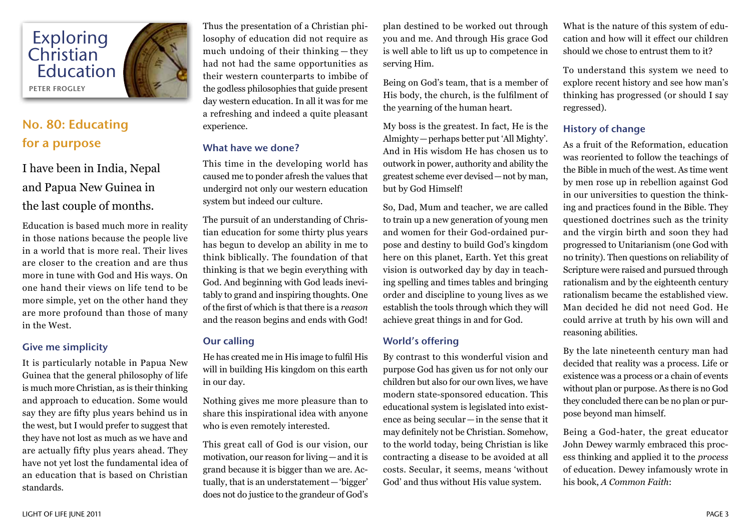# Exploring Christian Education

PETER FROGLEY

## No. 80: Educating for a purpose

I have been in India, Nepal and Papua New Guinea in the last couple of months.

Education is based much more in reality in those nations because the people live in a world that is more real. Their lives are closer to the creation and are thus more in tune with God and His ways. On one hand their views on life tend to be more simple, yet on the other hand they are more profound than those of many in the West.

### Give me simplicity

It is particularly notable in Papua New Guinea that the general philosophy of life is much more Christian, as is their thinking and approach to education. Some would say they are fifty plus years behind us in the west, but I would prefer to suggest that they have not lost as much as we have and are actually fifty plus years ahead. They have not yet lost the fundamental idea of an education that is based on Christian standards.

Thus the presentation of a Christian philosophy of education did not require as much undoing of their thinking — they had not had the same opportunities as their western counterparts to imbibe of the godless philosophies that guide present day western education. In all it was for me a refreshing and indeed a quite pleasant experience.

### What have we done?

This time in the developing world has caused me to ponder afresh the values that undergird not only our western education system but indeed our culture.

The pursuit of an understanding of Christian education for some thirty plus years has begun to develop an ability in me to think biblically. The foundation of that thinking is that we begin everything with God. And beginning with God leads inevitably to grand and inspiring thoughts. One of the first of which is that there is a *reason* and the reason begins and ends with God!

### Our calling

He has created me in His image to fulfil His will in building His kingdom on this earth in our day.

Nothing gives me more pleasure than to share this inspirational idea with anyone who is even remotely interested.

This great call of God is our vision, our motivation, our reason for living — and it is grand because it is bigger than we are. Actually, that is an understatement — 'bigger' does not do justice to the grandeur of God's plan destined to be worked out through you and me. And through His grace God is well able to lift us up to competence in serving Him.

Being on God's team, that is a member of His body, the church, is the fulfilment of the yearning of the human heart.

My boss is the greatest. In fact, He is the Almighty — perhaps better put 'All Mighty'. And in His wisdom He has chosen us to outwork in power, authority and ability the greatest scheme ever devised — not by man, but by God Himself!

So, Dad, Mum and teacher, we are called to train up a new generation of young men and women for their God-ordained purpose and destiny to build God's kingdom here on this planet, Earth. Yet this great vision is outworked day by day in teaching spelling and times tables and bringing order and discipline to young lives as we establish the tools through which they will achieve great things in and for God.

### World's offering

By contrast to this wonderful vision and purpose God has given us for not only our children but also for our own lives, we have modern state-sponsored education. This educational system is legislated into existence as being secular — in the sense that it may definitely not be Christian. Somehow, to the world today, being Christian is like contracting a disease to be avoided at all costs. Secular, it seems, means 'without God' and thus without His value system.

What is the nature of this system of education and how will it effect our children should we chose to entrust them to it?

To understand this system we need to explore recent history and see how man's thinking has progressed (or should I say regressed).

### History of change

As a fruit of the Reformation, education was reoriented to follow the teachings of the Bible in much of the west. As time went by men rose up in rebellion against God in our universities to question the thinking and practices found in the Bible. They questioned doctrines such as the trinity and the virgin birth and soon they had progressed to Unitarianism (one God with no trinity). Then questions on reliability of Scripture were raised and pursued through rationalism and by the eighteenth century rationalism became the established view. Man decided he did not need God. He could arrive at truth by his own will and reasoning abilities.

By the late nineteenth century man had decided that reality was a process. Life or existence was a process or a chain of events without plan or purpose. As there is no God they concluded there can be no plan or purpose beyond man himself.

Being a God-hater, the great educator John Dewey warmly embraced this process thinking and applied it to the *process* of education. Dewey infamously wrote in his book, *A Common Faith*: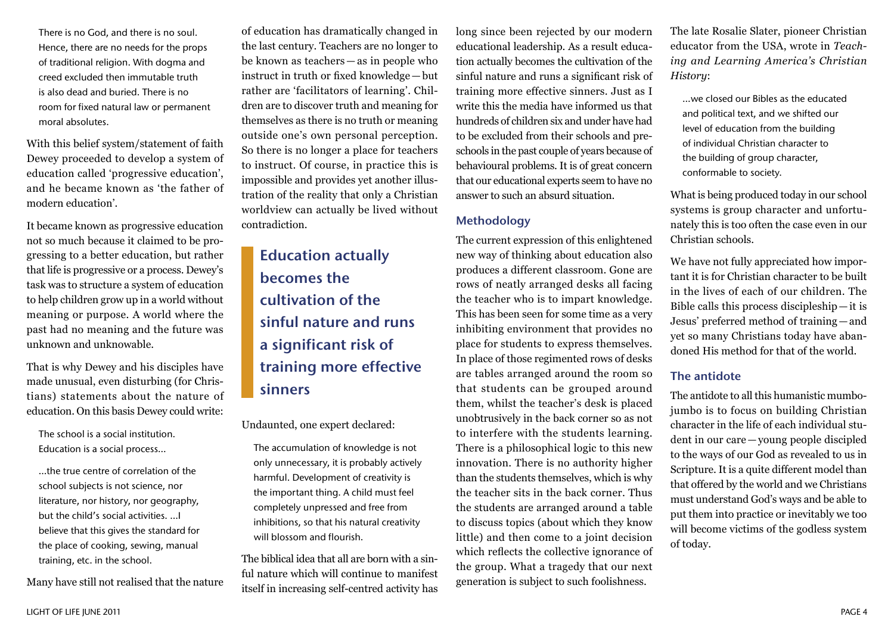> There is no God, and there is no soul. Hence, there are no needs for the props of traditional religion. With dogma and creed excluded then immutable truth is also dead and buried. There is no room for fixed natural law or permanent moral absolutes.

With this belief system/statement of faith Dewey proceeded to develop a system of education called 'progressive education', and he became known as 'the father of modern education'.

It became known as progressive education not so much because it claimed to be progressing to a better education, but rather that life is progressive or a process. Dewey's task was to structure a system of education to help children grow up in a world without meaning or purpose. A world where the past had no meaning and the future was unknown and unknowable.

That is why Dewey and his disciples have made unusual, even disturbing (for Christians) statements about the nature of education. On this basis Dewey could write:

> The school is a social institution. Education is a social process...
>
> ...the true centre of correlation of the school subjects is not science, nor literature, nor history, nor geography, but the child's social activities. ...I believe that this gives the standard for the place of cooking, sewing, manual training, etc. in the school.

Many have still not realised that the nature of education has dramatically changed in the last century. Teachers are no longer to be known as teachers — as in people who instruct in truth or fixed knowledge — but rather are 'facilitators of learning'. Children are to discover truth and meaning for themselves as there is no truth or meaning outside one's own personal perception. So there is no longer a place for teachers to instruct. Of course, in practice this is impossible and provides yet another illustration of the reality that only a Christian worldview can actually be lived without contradiction.

> **Education actually becomes the cultivation of the sinful nature and runs a significant risk of training more effective sinners**

Undaunted, one expert declared:

> The accumulation of knowledge is not only unnecessary, it is probably actively harmful. Development of creativity is the important thing. A child must feel completely unpressed and free from inhibitions, so that his natural creativity will blossom and flourish.

The biblical idea that all are born with a sinful nature which will continue to manifest itself in increasing self-centred activity has long since been rejected by our modern educational leadership. As a result education actually becomes the cultivation of the sinful nature and runs a significant risk of training more effective sinners. Just as I write this the media have informed us that hundreds of children six and under have had to be excluded from their schools and preschools in the past couple of years because of behavioural problems. It is of great concern that our educational experts seem to have no answer to such an absurd situation.

## Methodology

The current expression of this enlightened new way of thinking about education also produces a different classroom. Gone are rows of neatly arranged desks all facing the teacher who is to impart knowledge. This has been seen for some time as a very inhibiting environment that provides no place for students to express themselves. In place of those regimented rows of desks are tables arranged around the room so that students can be grouped around them, whilst the teacher's desk is placed unobtrusively in the back corner so as not to interfere with the students learning. There is a philosophical logic to this new innovation. There is no authority higher than the students themselves, which is why the teacher sits in the back corner. Thus the students are arranged around a table to discuss topics (about which they know little) and then come to a joint decision which reflects the collective ignorance of the group. What a tragedy that our next generation is subject to such foolishness.

The late Rosalie Slater, pioneer Christian educator from the USA, wrote in *Teaching and Learning America's Christian History*:

> ...we closed our Bibles as the educated and political text, and we shifted our level of education from the building of individual Christian character to the building of group character, conformable to society.

What is being produced today in our school systems is group character and unfortunately this is too often the case even in our Christian schools.

We have not fully appreciated how important it is for Christian character to be built in the lives of each of our children. The Bible calls this process discipleship — it is Jesus' preferred method of training — and yet so many Christians today have abandoned His method for that of the world.

## The antidote

The antidote to all this humanistic mumbo-jumbo is to focus on building Christian character in the life of each individual student in our care — young people discipled to the ways of our God as revealed to us in Scripture. It is a quite different model than that offered by the world and we Christians must understand God's ways and be able to put them into practice or inevitably we too will become victims of the godless system of today.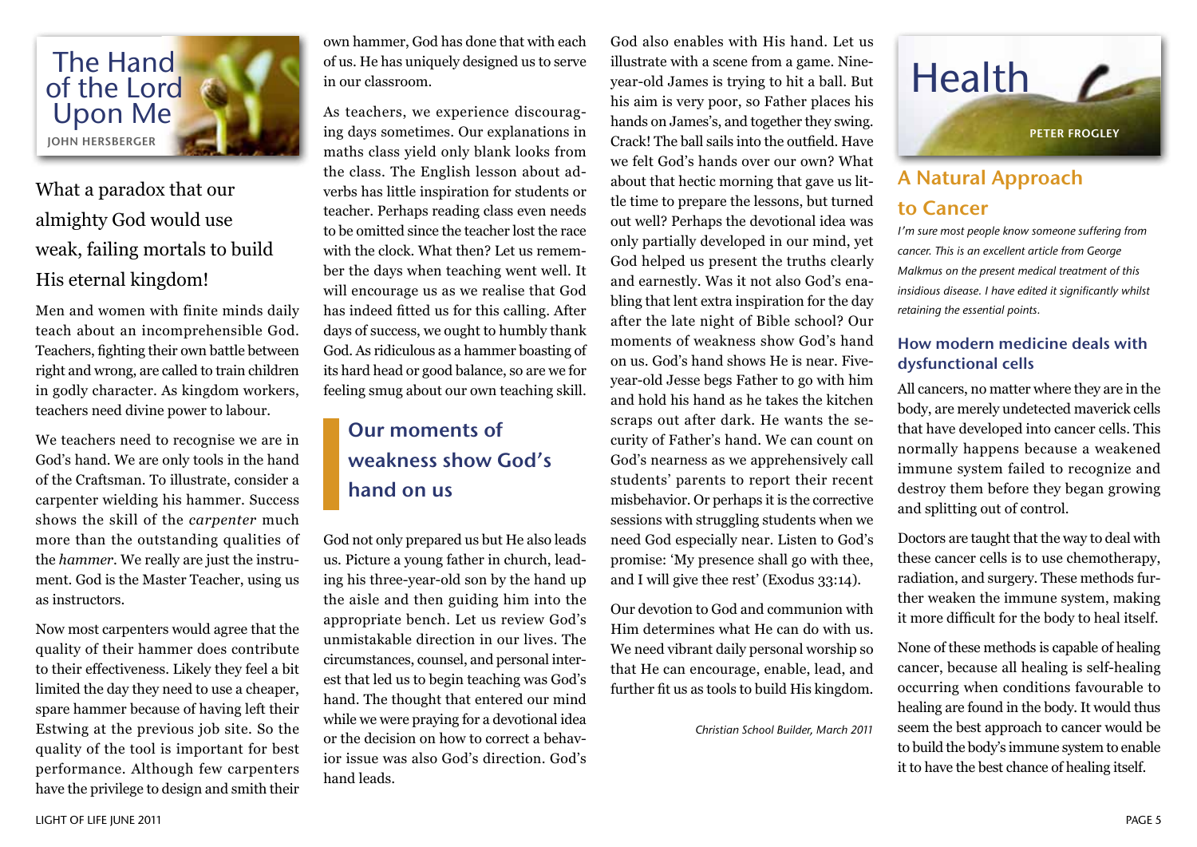# The Hand of the Lord Upon Me

JOHN HERSBERGER

What a paradox that our almighty God would use weak, failing mortals to build His eternal kingdom!

Men and women with finite minds daily teach about an incomprehensible God. Teachers, fighting their own battle between right and wrong, are called to train children in godly character. As kingdom workers, teachers need divine power to labour.

We teachers need to recognise we are in God's hand. We are only tools in the hand of the Craftsman. To illustrate, consider a carpenter wielding his hammer. Success shows the skill of the *carpenter* much more than the outstanding qualities of the *hammer*. We really are just the instrument. God is the Master Teacher, using us as instructors.

Now most carpenters would agree that the quality of their hammer does contribute to their effectiveness. Likely they feel a bit limited the day they need to use a cheaper, spare hammer because of having left their Estwing at the previous job site. So the quality of the tool is important for best performance. Although few carpenters have the privilege to design and smith their own hammer, God has done that with each of us. He has uniquely designed us to serve in our classroom.

As teachers, we experience discouraging days sometimes. Our explanations in maths class yield only blank looks from the class. The English lesson about adverbs has little inspiration for students or teacher. Perhaps reading class even needs to be omitted since the teacher lost the race with the clock. What then? Let us remember the days when teaching went well. It will encourage us as we realise that God has indeed fitted us for this calling. After days of success, we ought to humbly thank God. As ridiculous as a hammer boasting of its hard head or good balance, so are we for feeling smug about our own teaching skill.

> **Our moments of weakness show God's hand on us**

God not only prepared us but He also leads us. Picture a young father in church, leading his three-year-old son by the hand up the aisle and then guiding him into the appropriate bench. Let us review God's unmistakable direction in our lives. The circumstances, counsel, and personal interest that led us to begin teaching was God's hand. The thought that entered our mind while we were praying for a devotional idea or the decision on how to correct a behavior issue was also God's direction. God's hand leads.

God also enables with His hand. Let us illustrate with a scene from a game. Nine-year-old James is trying to hit a ball. But his aim is very poor, so Father places his hands on James's, and together they swing. Crack! The ball sails into the outfield. Have we felt God's hands over our own? What about that hectic morning that gave us little time to prepare the lessons, but turned out well? Perhaps the devotional idea was only partially developed in our mind, yet God helped us present the truths clearly and earnestly. Was it not also God's enabling that lent extra inspiration for the day after the late night of Bible school? Our moments of weakness show God's hand on us. God's hand shows He is near. Five-year-old Jesse begs Father to go with him and hold his hand as he takes the kitchen scraps out after dark. He wants the security of Father's hand. We can count on God's nearness as we apprehensively call students' parents to report their recent misbehavior. Or perhaps it is the corrective sessions with struggling students when we need God especially near. Listen to God's promise: 'My presence shall go with thee, and I will give thee rest' (Exodus 33:14).

Our devotion to God and communion with Him determines what He can do with us. We need vibrant daily personal worship so that He can encourage, enable, lead, and further fit us as tools to build His kingdom.

*Christian School Builder, March 2011*

# Health

PETER FROGLEY

## A Natural Approach to Cancer

*I'm sure most people know someone suffering from cancer. This is an excellent article from George Malkmus on the present medical treatment of this insidious disease. I have edited it significantly whilst retaining the essential points.*

### How modern medicine deals with dysfunctional cells

All cancers, no matter where they are in the body, are merely undetected maverick cells that have developed into cancer cells. This normally happens because a weakened immune system failed to recognize and destroy them before they began growing and splitting out of control.

Doctors are taught that the way to deal with these cancer cells is to use chemotherapy, radiation, and surgery. These methods further weaken the immune system, making it more difficult for the body to heal itself.

None of these methods is capable of healing cancer, because all healing is self-healing occurring when conditions favourable to healing are found in the body. It would thus seem the best approach to cancer would be to build the body's immune system to enable it to have the best chance of healing itself.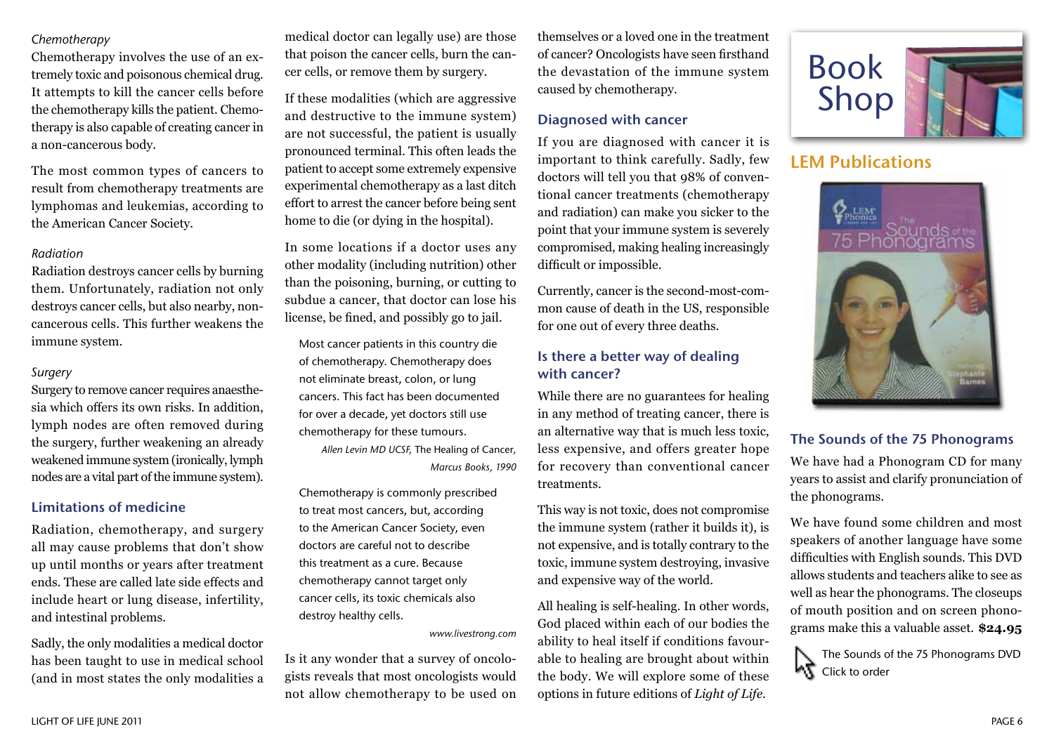*Chemotherapy*

Chemotherapy involves the use of an extremely toxic and poisonous chemical drug. It attempts to kill the cancer cells before the chemotherapy kills the patient. Chemotherapy is also capable of creating cancer in a non-cancerous body.

The most common types of cancers to result from chemotherapy treatments are lymphomas and leukemias, according to the American Cancer Society.

*Radiation*

Radiation destroys cancer cells by burning them. Unfortunately, radiation not only destroys cancer cells, but also nearby, non-cancerous cells. This further weakens the immune system.

*Surgery*

Surgery to remove cancer requires anaesthesia which offers its own risks. In addition, lymph nodes are often removed during the surgery, further weakening an already weakened immune system (ironically, lymph nodes are a vital part of the immune system).

## Limitations of medicine

Radiation, chemotherapy, and surgery all may cause problems that don't show up until months or years after treatment ends. These are called late side effects and include heart or lung disease, infertility, and intestinal problems.

Sadly, the only modalities a medical doctor has been taught to use in medical school (and in most states the only modalities a medical doctor can legally use) are those that poison the cancer cells, burn the cancer cells, or remove them by surgery.

If these modalities (which are aggressive and destructive to the immune system) are not successful, the patient is usually pronounced terminal. This often leads the patient to accept some extremely expensive experimental chemotherapy as a last ditch effort to arrest the cancer before being sent home to die (or dying in the hospital).

In some locations if a doctor uses any other modality (including nutrition) other than the poisoning, burning, or cutting to subdue a cancer, that doctor can lose his license, be fined, and possibly go to jail.

> Most cancer patients in this country die of chemotherapy. Chemotherapy does not eliminate breast, colon, or lung cancers. This fact has been documented for over a decade, yet doctors still use chemotherapy for these tumours.
>
> *Allen Levin MD UCSF,* The Healing of Cancer, *Marcus Books, 1990*

> Chemotherapy is commonly prescribed to treat most cancers, but, according to the American Cancer Society, even doctors are careful not to describe this treatment as a cure. Because chemotherapy cannot target only cancer cells, its toxic chemicals also destroy healthy cells.
>
> *www.livestrong.com*

Is it any wonder that a survey of oncologists reveals that most oncologists would not allow chemotherapy to be used on themselves or a loved one in the treatment of cancer? Oncologists have seen firsthand the devastation of the immune system caused by chemotherapy.

## Diagnosed with cancer

If you are diagnosed with cancer it is important to think carefully. Sadly, few doctors will tell you that 98% of conventional cancer treatments (chemotherapy and radiation) can make you sicker to the point that your immune system is severely compromised, making healing increasingly difficult or impossible.

Currently, cancer is the second-most-common cause of death in the US, responsible for one out of every three deaths.

## Is there a better way of dealing with cancer?

While there are no guarantees for healing in any method of treating cancer, there is an alternative way that is much less toxic, less expensive, and offers greater hope for recovery than conventional cancer treatments.

This way is not toxic, does not compromise the immune system (rather it builds it), is not expensive, and is totally contrary to the toxic, immune system destroying, invasive and expensive way of the world.

All healing is self-healing. In other words, God placed within each of our bodies the ability to heal itself if conditions favourable to healing are brought about within the body. We will explore some of these options in future editions of *Light of Life*.

# Book Shop

## LEM Publications

### The Sounds of the 75 Phonograms

We have had a Phonogram CD for many years to assist and clarify pronunciation of the phonograms.

We have found some children and most speakers of another language have some difficulties with English sounds. This DVD allows students and teachers alike to see as well as hear the phonograms. The closeups of mouth position and on screen phonograms make this a valuable asset. **$24.95**

The Sounds of the 75 Phonograms DVD
Click to order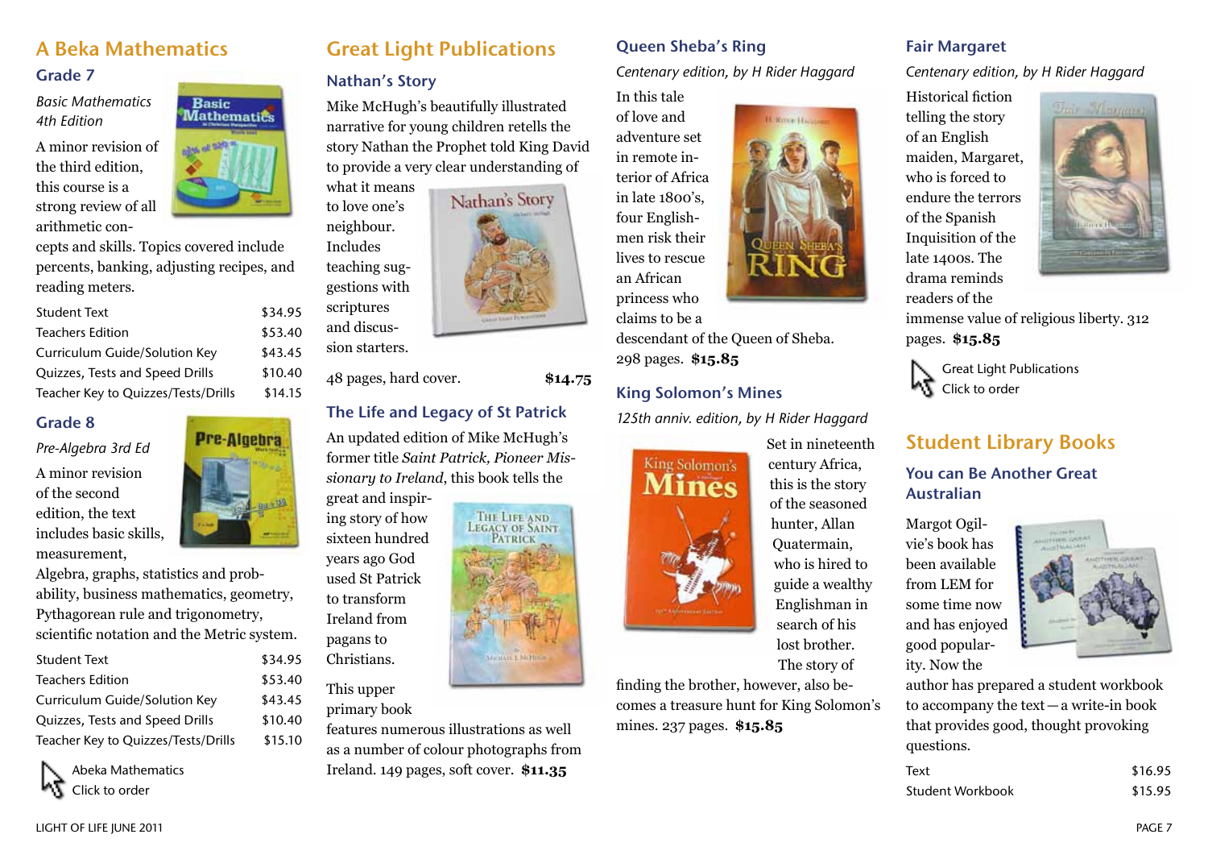## A Beka Mathematics

### Grade 7

*Basic Mathematics 4th Edition*

A minor revision of the third edition, this course is a strong review of all arithmetic concepts and skills. Topics covered include percents, banking, adjusting recipes, and reading meters.

| | |
|---|---|
| Student Text | $34.95 |
| Teachers Edition | $53.40 |
| Curriculum Guide/Solution Key | $43.45 |
| Quizzes, Tests and Speed Drills | $10.40 |
| Teacher Key to Quizzes/Tests/Drills | $14.15 |

### Grade 8

*Pre-Algebra 3rd Ed*

A minor revision of the second edition, the text includes basic skills, measurement, Algebra, graphs, statistics and probability, business mathematics, geometry, Pythagorean rule and trigonometry, scientific notation and the Metric system.

| | |
|---|---|
| Student Text | $34.95 |
| Teachers Edition | $53.40 |
| Curriculum Guide/Solution Key | $43.45 |
| Quizzes, Tests and Speed Drills | $10.40 |
| Teacher Key to Quizzes/Tests/Drills | $15.10 |

Abeka Mathematics
Click to order

## Great Light Publications

### Nathan's Story

Mike McHugh's beautifully illustrated narrative for young children retells the story Nathan the Prophet told King David to provide a very clear understanding of what it means to love one's neighbour. Includes teaching suggestions with scriptures and discussion starters.

48 pages, hard cover. **$14.75**

### The Life and Legacy of St Patrick

An updated edition of Mike McHugh's former title *Saint Patrick, Pioneer Missionary to Ireland*, this book tells the great and inspiring story of how sixteen hundred years ago God used St Patrick to transform Ireland from pagans to Christians.

This upper primary book features numerous illustrations as well as a number of colour photographs from Ireland. 149 pages, soft cover. **$11.35**

### Queen Sheba's Ring

*Centenary edition, by H Rider Haggard*

In this tale of love and adventure set in remote interior of Africa in late 1800's, four Englishmen risk their lives to rescue an African princess who claims to be a descendant of the Queen of Sheba. 298 pages. **$15.85**

### King Solomon's Mines

*125th anniv. edition, by H Rider Haggard*

Set in nineteenth century Africa, this is the story of the seasoned hunter, Allan Quatermain, who is hired to guide a wealthy Englishman in search of his lost brother. The story of finding the brother, however, also becomes a treasure hunt for King Solomon's mines. 237 pages. **$15.85**

### Fair Margaret

*Centenary edition, by H Rider Haggard*

Historical fiction telling the story of an English maiden, Margaret, who is forced to endure the terrors of the Spanish Inquisition of the late 1400s. The drama reminds readers of the immense value of religious liberty. 312 pages. **$15.85**

Great Light Publications
Click to order

## Student Library Books

### You can Be Another Great Australian

Margot Ogilvie's book has been available from LEM for some time now and has enjoyed good popularity. Now the author has prepared a student workbook to accompany the text—a write-in book that provides good, thought provoking questions.

| | |
|---|---|
| Text | $16.95 |
| Student Workbook | $15.95 |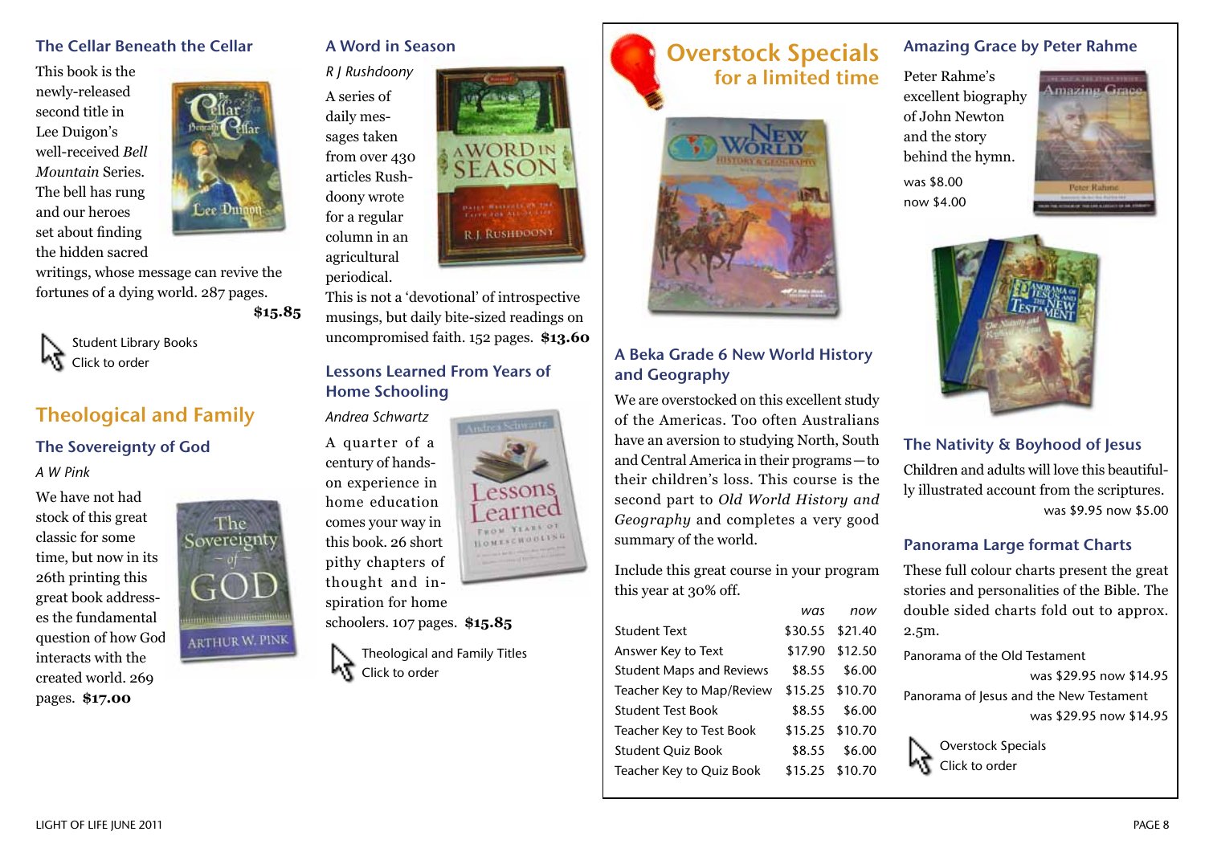### The Cellar Beneath the Cellar

This book is the newly-released second title in Lee Duigon's well-received *Bell Mountain* Series. The bell has rung and our heroes set about finding the hidden sacred writings, whose message can revive the fortunes of a dying world. 287 pages.

**$15.85**

Student Library Books
Click to order

## Theological and Family

### The Sovereignty of God

*A W Pink*

We have not had stock of this great classic for some time, but now in its 26th printing this great book addresses the fundamental question of how God interacts with the created world. 269 pages. **$17.00**

### A Word in Season

*R J Rushdoony*

A series of daily messages taken from over 430 articles Rushdoony wrote for a regular column in an agricultural periodical. This is not a 'devotional' of introspective musings, but daily bite-sized readings on uncompromised faith. 152 pages. **$13.60**

### Lessons Learned From Years of Home Schooling

*Andrea Schwartz*

A quarter of a century of hands-on experience in home education comes your way in this book. 26 short pithy chapters of thought and inspiration for home schoolers. 107 pages. **$15.85**

Theological and Family Titles
Click to order

## Overstock Specials
## for a limited time

### A Beka Grade 6 New World History and Geography

We are overstocked on this excellent study of the Americas. Too often Australians have an aversion to studying North, South and Central America in their programs—to their children's loss. This course is the second part to *Old World History and Geography* and completes a very good summary of the world.

Include this great course in your program this year at 30% off.

| | *was* | *now* |
|---|---|---|
| Student Text | $30.55 | $21.40 |
| Answer Key to Text | $17.90 | $12.50 |
| Student Maps and Reviews | $8.55 | $6.00 |
| Teacher Key to Map/Review | $15.25 | $10.70 |
| Student Test Book | $8.55 | $6.00 |
| Teacher Key to Test Book | $15.25 | $10.70 |
| Student Quiz Book | $8.55 | $6.00 |
| Teacher Key to Quiz Book | $15.25 | $10.70 |

### Amazing Grace by Peter Rahme

Peter Rahme's excellent biography of John Newton and the story behind the hymn.

was $8.00
now $4.00

### The Nativity & Boyhood of Jesus

Children and adults will love this beautifully illustrated account from the scriptures.

was $9.95 now $5.00

### Panorama Large format Charts

These full colour charts present the great stories and personalities of the Bible. The double sided charts fold out to approx. 2.5m.

Panorama of the Old Testament
was $29.95 now $14.95

Panorama of Jesus and the New Testament
was $29.95 now $14.95

Overstock Specials
Click to order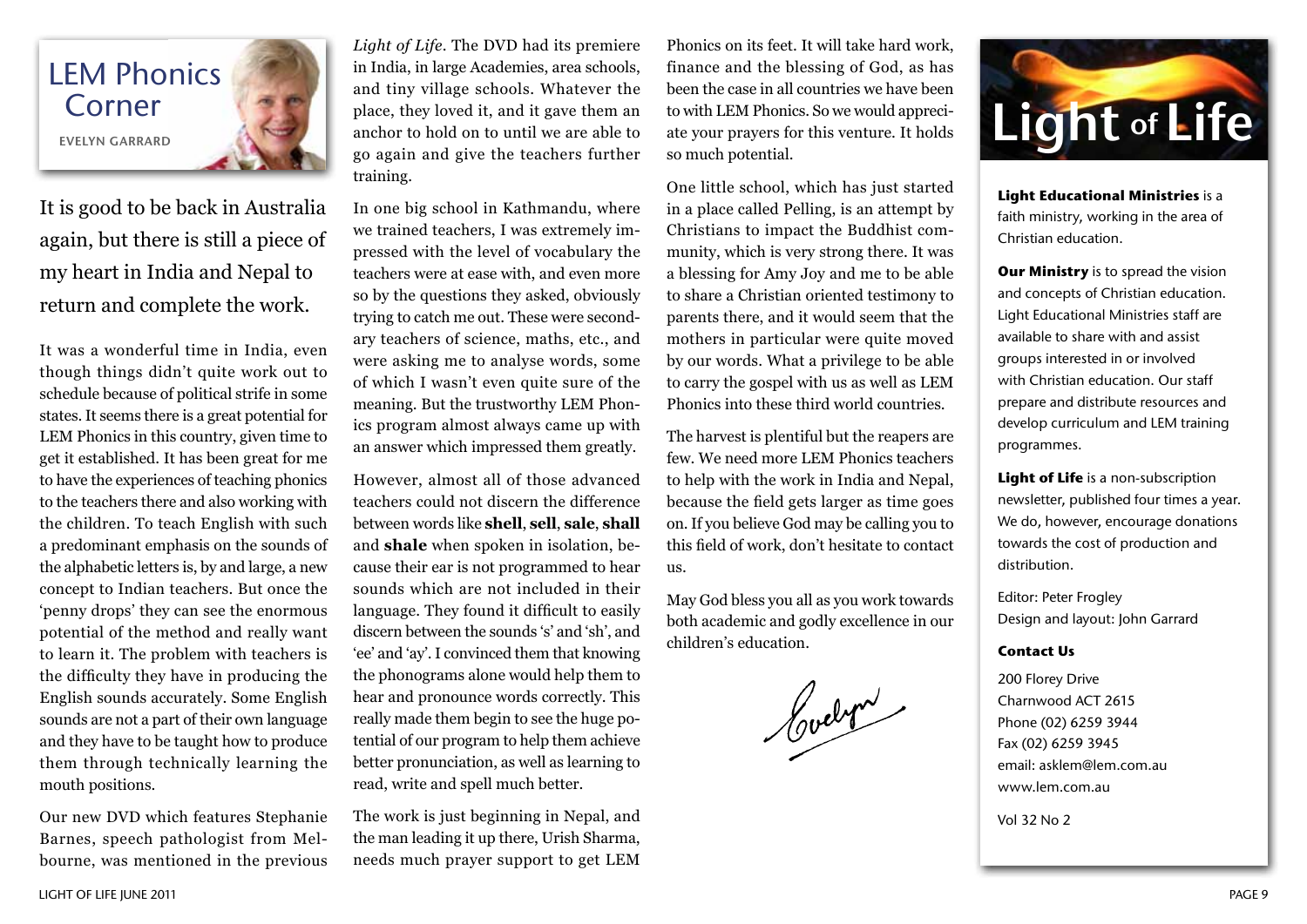# LEM Phonics Corner

EVELYN GARRARD

It is good to be back in Australia again, but there is still a piece of my heart in India and Nepal to return and complete the work.

It was a wonderful time in India, even though things didn't quite work out to schedule because of political strife in some states. It seems there is a great potential for LEM Phonics in this country, given time to get it established. It has been great for me to have the experiences of teaching phonics to the teachers there and also working with the children. To teach English with such a predominant emphasis on the sounds of the alphabetic letters is, by and large, a new concept to Indian teachers. But once the 'penny drops' they can see the enormous potential of the method and really want to learn it. The problem with teachers is the difficulty they have in producing the English sounds accurately. Some English sounds are not a part of their own language and they have to be taught how to produce them through technically learning the mouth positions.

Our new DVD which features Stephanie Barnes, speech pathologist from Melbourne, was mentioned in the previous *Light of Life*. The DVD had its premiere in India, in large Academies, area schools, and tiny village schools. Whatever the place, they loved it, and it gave them an anchor to hold on to until we are able to go again and give the teachers further training.

In one big school in Kathmandu, where we trained teachers, I was extremely impressed with the level of vocabulary the teachers were at ease with, and even more so by the questions they asked, obviously trying to catch me out. These were secondary teachers of science, maths, etc., and were asking me to analyse words, some of which I wasn't even quite sure of the meaning. But the trustworthy LEM Phonics program almost always came up with an answer which impressed them greatly.

However, almost all of those advanced teachers could not discern the difference between words like **shell**, **sell**, **sale**, **shall** and **shale** when spoken in isolation, because their ear is not programmed to hear sounds which are not included in their language. They found it difficult to easily discern between the sounds 's' and 'sh', and 'ee' and 'ay'. I convinced them that knowing the phonograms alone would help them to hear and pronounce words correctly. This really made them begin to see the huge potential of our program to help them achieve better pronunciation, as well as learning to read, write and spell much better.

The work is just beginning in Nepal, and the man leading it up there, Urish Sharma, needs much prayer support to get LEM Phonics on its feet. It will take hard work, finance and the blessing of God, as has been the case in all countries we have been to with LEM Phonics. So we would appreciate your prayers for this venture. It holds so much potential.

One little school, which has just started in a place called Pelling, is an attempt by Christians to impact the Buddhist community, which is very strong there. It was a blessing for Amy Joy and me to be able to share a Christian oriented testimony to parents there, and it would seem that the mothers in particular were quite moved by our words. What a privilege to be able to carry the gospel with us as well as LEM Phonics into these third world countries.

The harvest is plentiful but the reapers are few. We need more LEM Phonics teachers to help with the work in India and Nepal, because the field gets larger as time goes on. If you believe God may be calling you to this field of work, don't hesitate to contact us.

May God bless you all as you work towards both academic and godly excellence in our children's education.

Evelyn

# Light of Life

**Light Educational Ministries** is a faith ministry, working in the area of Christian education.

**Our Ministry** is to spread the vision and concepts of Christian education. Light Educational Ministries staff are available to share with and assist groups interested in or involved with Christian education. Our staff prepare and distribute resources and develop curriculum and LEM training programmes.

**Light of Life** is a non-subscription newsletter, published four times a year. We do, however, encourage donations towards the cost of production and distribution.

Editor: Peter Frogley
Design and layout: John Garrard

**Contact Us**

200 Florey Drive
Charnwood ACT 2615
Phone (02) 6259 3944
Fax (02) 6259 3945
email: asklem@lem.com.au
www.lem.com.au

Vol 32 No 2